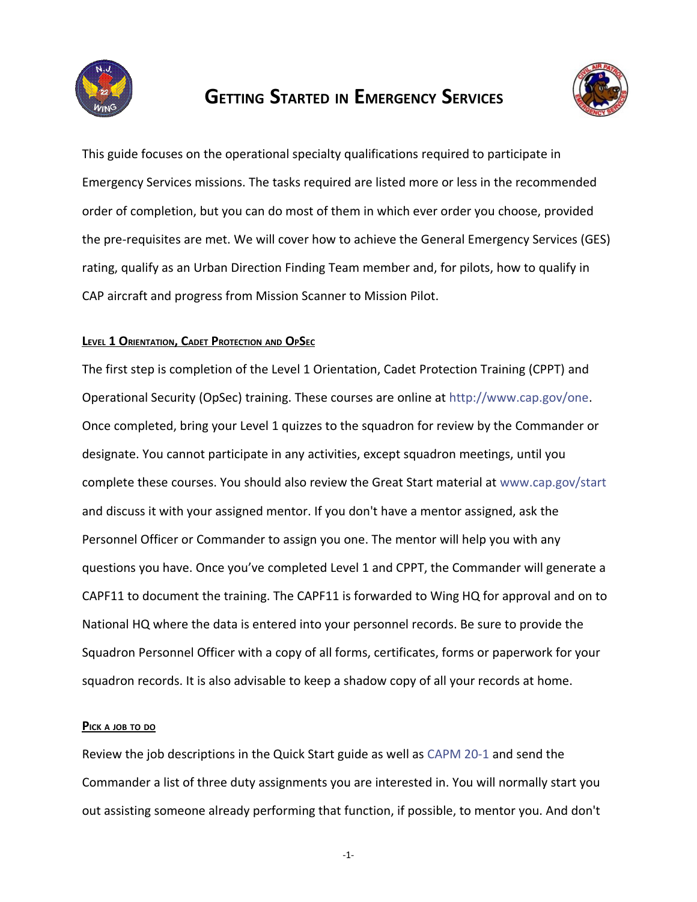# Getting Started in Emergency Services

This guide focuses on the operational specialty qualifications required to participate in Emergency Services missions. The tasks required are listed more or less in the recommended order of completion, but you can do most of them in which ever order you choose, provided the pre-requisites are met. We will cover how to achieve the General Emergency Services (GES) rating, qualify as an Urban Direction Finding Team member and, for pilots, how to qualify in CAP aircraft and progress from Mission Scanner to Mission Pilot.

## Level 1 Orientation, Cadet Protection and OpSec

The first step is completion of the Level 1 Orientation, Cadet Protection Training (CPPT) and Operational Security (OpSec) training. These courses are online at http://www.cap.gov/one. Once completed, bring your Level 1 quizzes to the squadron for review by the Commander or designate. You cannot participate in any activities, except squadron meetings, until you complete these courses. You should also review the Great Start material at www.cap.gov/start and discuss it with your assigned mentor. If you don't have a mentor assigned, ask the Personnel Officer or Commander to assign you one. The mentor will help you with any questions you have. Once you've completed Level 1 and CPPT, the Commander will generate a CAPF11 to document the training. The CAPF11 is forwarded to Wing HQ for approval and on to National HQ where the data is entered into your personnel records. Be sure to provide the Squadron Personnel Officer with a copy of all forms, certificates, forms or paperwork for your squadron records. It is also advisable to keep a shadow copy of all your records at home.

## Pick a job to do

Review the job descriptions in the Quick Start guide as well as CAPM 20-1 and send the Commander a list of three duty assignments you are interested in. You will normally start you out assisting someone already performing that function, if possible, to mentor you. And don't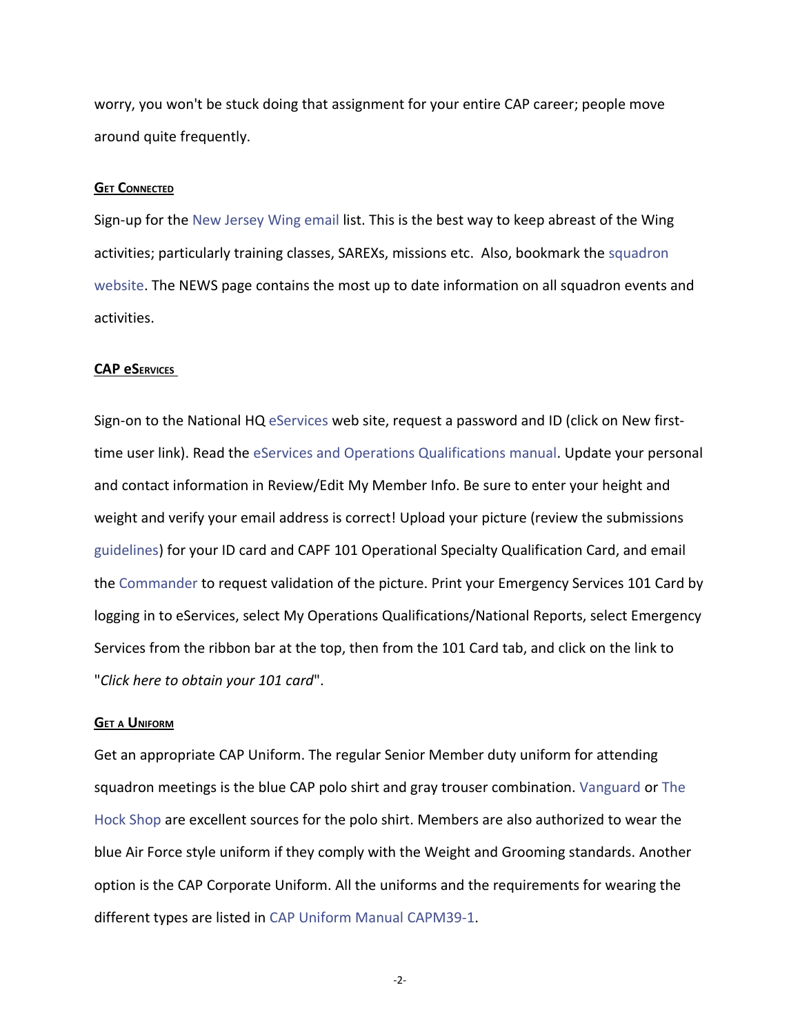worry, you won't be stuck doing that assignment for your entire CAP career; people move around quite frequently.

## Get Connected

Sign-up for the New Jersey Wing email list. This is the best way to keep abreast of the Wing activities; particularly training classes, SAREXs, missions etc. Also, bookmark the squadron website. The NEWS page contains the most up to date information on all squadron events and activities.

## CAP eServices

Sign-on to the National HQ eServices web site, request a password and ID (click on New first-time user link). Read the eServices and Operations Qualifications manual. Update your personal and contact information in Review/Edit My Member Info. Be sure to enter your height and weight and verify your email address is correct! Upload your picture (review the submissions guidelines) for your ID card and CAPF 101 Operational Specialty Qualification Card, and email the Commander to request validation of the picture. Print your Emergency Services 101 Card by logging in to eServices, select My Operations Qualifications/National Reports, select Emergency Services from the ribbon bar at the top, then from the 101 Card tab, and click on the link to "*Click here to obtain your 101 card*".

## Get a Uniform

Get an appropriate CAP Uniform. The regular Senior Member duty uniform for attending squadron meetings is the blue CAP polo shirt and gray trouser combination. Vanguard or The Hock Shop are excellent sources for the polo shirt. Members are also authorized to wear the blue Air Force style uniform if they comply with the Weight and Grooming standards. Another option is the CAP Corporate Uniform. All the uniforms and the requirements for wearing the different types are listed in CAP Uniform Manual CAPM39-1.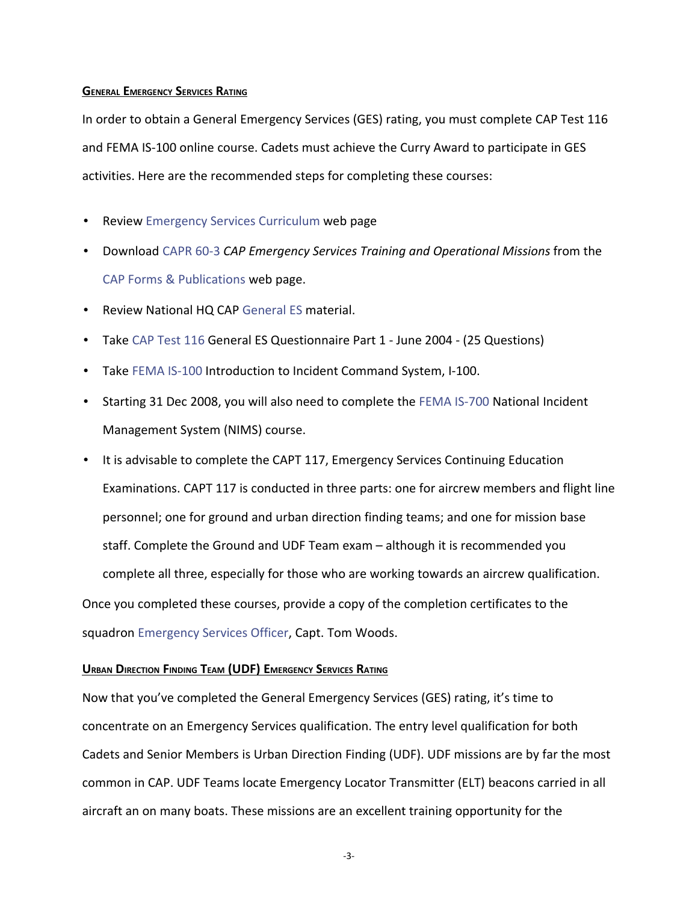## General Emergency Services Rating

In order to obtain a General Emergency Services (GES) rating, you must complete CAP Test 116 and FEMA IS-100 online course. Cadets must achieve the Curry Award to participate in GES activities. Here are the recommended steps for completing these courses:

- Review Emergency Services Curriculum web page
- Download CAPR 60-3 *CAP Emergency Services Training and Operational Missions* from the CAP Forms & Publications web page.
- Review National HQ CAP General ES material.
- Take CAP Test 116 General ES Questionnaire Part 1 - June 2004 - (25 Questions)
- Take FEMA IS-100 Introduction to Incident Command System, I-100.
- Starting 31 Dec 2008, you will also need to complete the FEMA IS-700 National Incident Management System (NIMS) course.
- It is advisable to complete the CAPT 117, Emergency Services Continuing Education Examinations. CAPT 117 is conducted in three parts: one for aircrew members and flight line personnel; one for ground and urban direction finding teams; and one for mission base staff. Complete the Ground and UDF Team exam – although it is recommended you complete all three, especially for those who are working towards an aircrew qualification.

Once you completed these courses, provide a copy of the completion certificates to the squadron Emergency Services Officer, Capt. Tom Woods.

## Urban Direction Finding Team (UDF) Emergency Services Rating

Now that you've completed the General Emergency Services (GES) rating, it's time to concentrate on an Emergency Services qualification. The entry level qualification for both Cadets and Senior Members is Urban Direction Finding (UDF). UDF missions are by far the most common in CAP. UDF Teams locate Emergency Locator Transmitter (ELT) beacons carried in all aircraft an on many boats. These missions are an excellent training opportunity for the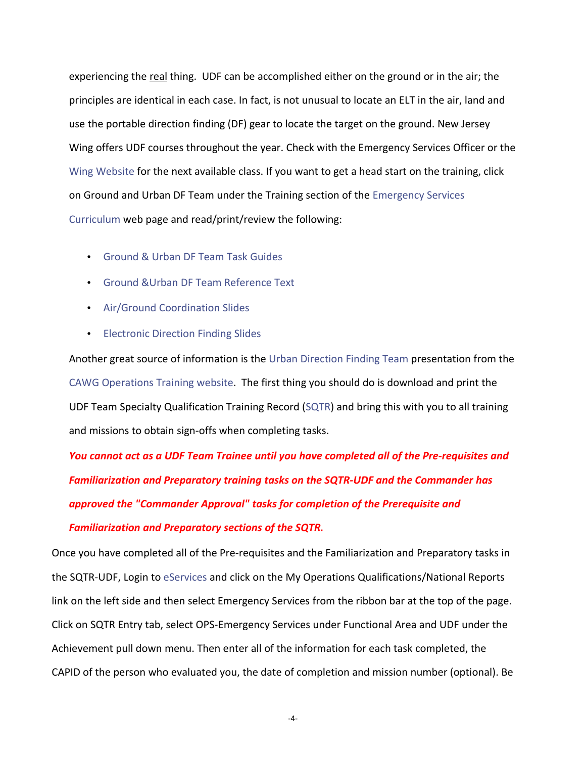experiencing the real thing. UDF can be accomplished either on the ground or in the air; the principles are identical in each case. In fact, is not unusual to locate an ELT in the air, land and use the portable direction finding (DF) gear to locate the target on the ground. New Jersey Wing offers UDF courses throughout the year. Check with the Emergency Services Officer or the Wing Website for the next available class. If you want to get a head start on the training, click on Ground and Urban DF Team under the Training section of the Emergency Services Curriculum web page and read/print/review the following:

- Ground & Urban DF Team Task Guides
- Ground &Urban DF Team Reference Text
- Air/Ground Coordination Slides
- Electronic Direction Finding Slides

Another great source of information is the Urban Direction Finding Team presentation from the CAWG Operations Training website. The first thing you should do is download and print the UDF Team Specialty Qualification Training Record (SQTR) and bring this with you to all training and missions to obtain sign-offs when completing tasks.

***You cannot act as a UDF Team Trainee until you have completed all of the Pre-requisites and Familiarization and Preparatory training tasks on the SQTR-UDF and the Commander has approved the "Commander Approval" tasks for completion of the Prerequisite and Familiarization and Preparatory sections of the SQTR.***

Once you have completed all of the Pre-requisites and the Familiarization and Preparatory tasks in the SQTR-UDF, Login to eServices and click on the My Operations Qualifications/National Reports link on the left side and then select Emergency Services from the ribbon bar at the top of the page. Click on SQTR Entry tab, select OPS-Emergency Services under Functional Area and UDF under the Achievement pull down menu. Then enter all of the information for each task completed, the CAPID of the person who evaluated you, the date of completion and mission number (optional). Be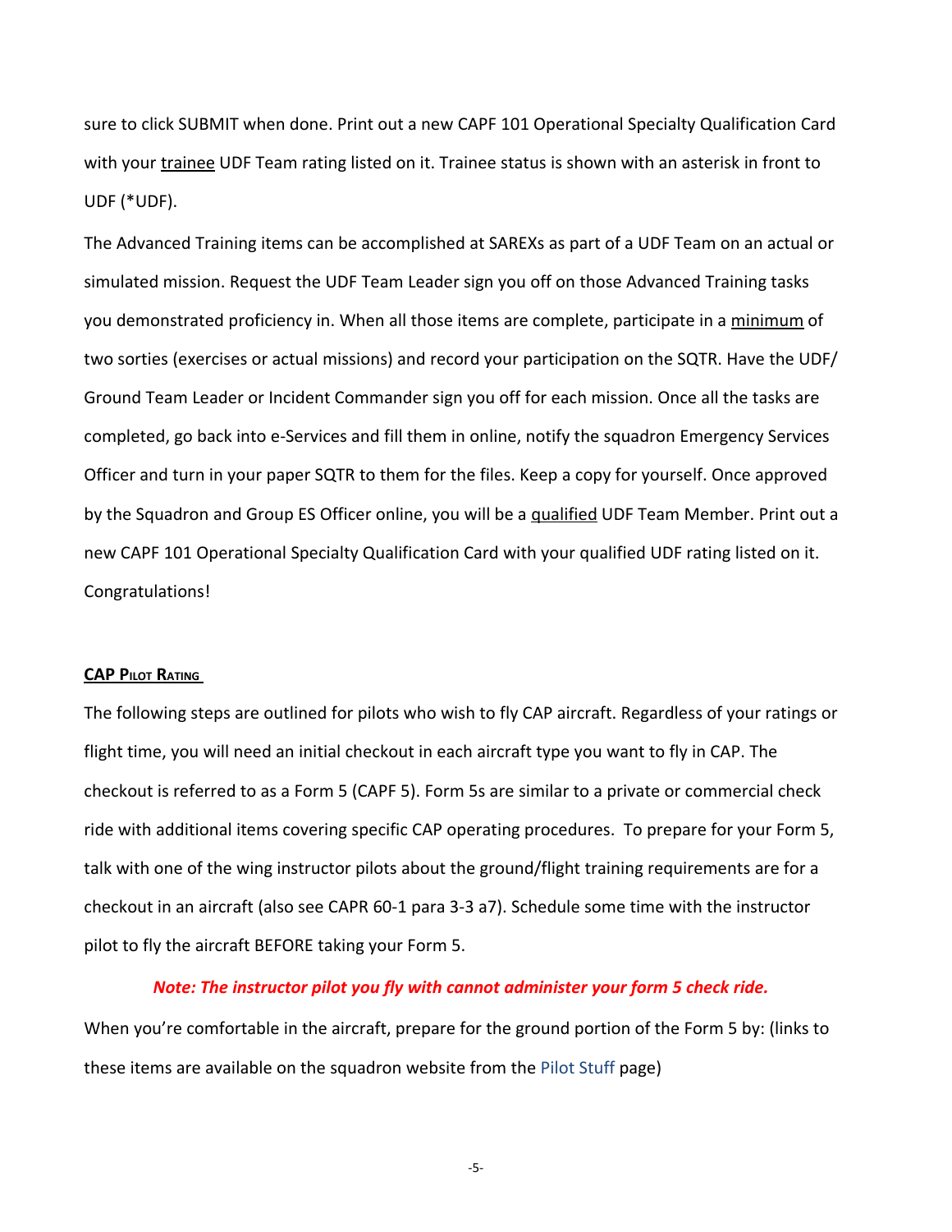sure to click SUBMIT when done. Print out a new CAPF 101 Operational Specialty Qualification Card with your trainee UDF Team rating listed on it. Trainee status is shown with an asterisk in front to UDF (*UDF).

The Advanced Training items can be accomplished at SAREXs as part of a UDF Team on an actual or simulated mission. Request the UDF Team Leader sign you off on those Advanced Training tasks you demonstrated proficiency in. When all those items are complete, participate in a minimum of two sorties (exercises or actual missions) and record your participation on the SQTR. Have the UDF/ Ground Team Leader or Incident Commander sign you off for each mission. Once all the tasks are completed, go back into e-Services and fill them in online, notify the squadron Emergency Services Officer and turn in your paper SQTR to them for the files. Keep a copy for yourself. Once approved by the Squadron and Group ES Officer online, you will be a qualified UDF Team Member. Print out a new CAPF 101 Operational Specialty Qualification Card with your qualified UDF rating listed on it. Congratulations!

## CAP Pilot Rating

The following steps are outlined for pilots who wish to fly CAP aircraft. Regardless of your ratings or flight time, you will need an initial checkout in each aircraft type you want to fly in CAP. The checkout is referred to as a Form 5 (CAPF 5). Form 5s are similar to a private or commercial check ride with additional items covering specific CAP operating procedures. To prepare for your Form 5, talk with one of the wing instructor pilots about the ground/flight training requirements are for a checkout in an aircraft (also see CAPR 60-1 para 3-3 a7). Schedule some time with the instructor pilot to fly the aircraft BEFORE taking your Form 5.

***Note: The instructor pilot you fly with cannot administer your form 5 check ride.***

When you're comfortable in the aircraft, prepare for the ground portion of the Form 5 by: (links to these items are available on the squadron website from the Pilot Stuff page)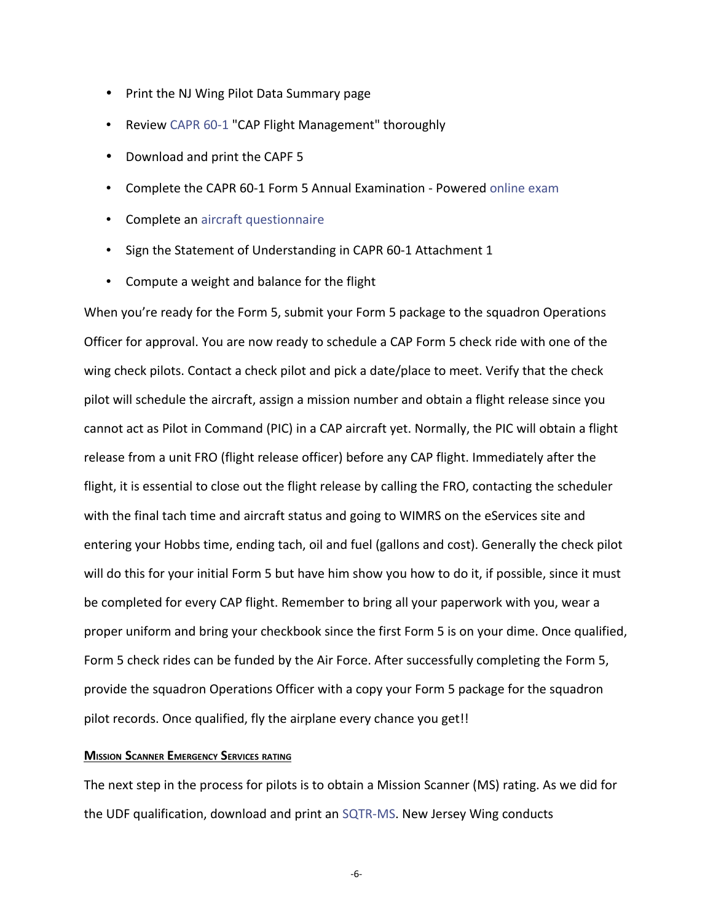- Print the NJ Wing Pilot Data Summary page
- Review CAPR 60-1 "CAP Flight Management" thoroughly
- Download and print the CAPF 5
- Complete the CAPR 60-1 Form 5 Annual Examination - Powered online exam
- Complete an aircraft questionnaire
- Sign the Statement of Understanding in CAPR 60-1 Attachment 1
- Compute a weight and balance for the flight

When you're ready for the Form 5, submit your Form 5 package to the squadron Operations Officer for approval. You are now ready to schedule a CAP Form 5 check ride with one of the wing check pilots. Contact a check pilot and pick a date/place to meet. Verify that the check pilot will schedule the aircraft, assign a mission number and obtain a flight release since you cannot act as Pilot in Command (PIC) in a CAP aircraft yet. Normally, the PIC will obtain a flight release from a unit FRO (flight release officer) before any CAP flight. Immediately after the flight, it is essential to close out the flight release by calling the FRO, contacting the scheduler with the final tach time and aircraft status and going to WIMRS on the eServices site and entering your Hobbs time, ending tach, oil and fuel (gallons and cost). Generally the check pilot will do this for your initial Form 5 but have him show you how to do it, if possible, since it must be completed for every CAP flight. Remember to bring all your paperwork with you, wear a proper uniform and bring your checkbook since the first Form 5 is on your dime. Once qualified, Form 5 check rides can be funded by the Air Force. After successfully completing the Form 5, provide the squadron Operations Officer with a copy your Form 5 package for the squadron pilot records. Once qualified, fly the airplane every chance you get!!

## Mission Scanner Emergency Services rating

The next step in the process for pilots is to obtain a Mission Scanner (MS) rating. As we did for the UDF qualification, download and print an SQTR-MS. New Jersey Wing conducts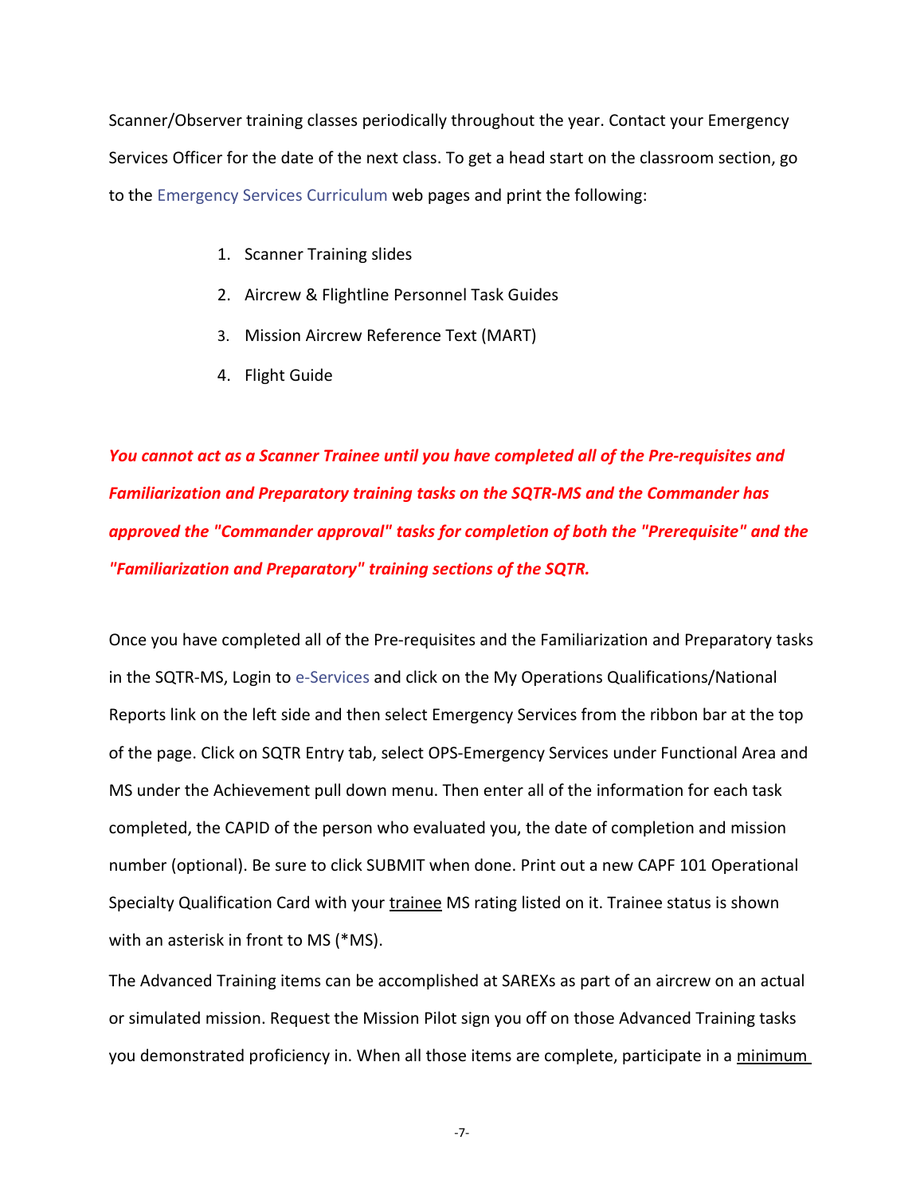Scanner/Observer training classes periodically throughout the year. Contact your Emergency Services Officer for the date of the next class. To get a head start on the classroom section, go to the Emergency Services Curriculum web pages and print the following:

1. Scanner Training slides
2. Aircrew & Flightline Personnel Task Guides
3. Mission Aircrew Reference Text (MART)
4. Flight Guide

***You cannot act as a Scanner Trainee until you have completed all of the Pre-requisites and Familiarization and Preparatory training tasks on the SQTR-MS and the Commander has approved the "Commander approval" tasks for completion of both the "Prerequisite" and the "Familiarization and Preparatory" training sections of the SQTR.***

Once you have completed all of the Pre-requisites and the Familiarization and Preparatory tasks in the SQTR-MS, Login to e-Services and click on the My Operations Qualifications/National Reports link on the left side and then select Emergency Services from the ribbon bar at the top of the page. Click on SQTR Entry tab, select OPS-Emergency Services under Functional Area and MS under the Achievement pull down menu. Then enter all of the information for each task completed, the CAPID of the person who evaluated you, the date of completion and mission number (optional). Be sure to click SUBMIT when done. Print out a new CAPF 101 Operational Specialty Qualification Card with your <u>trainee</u> MS rating listed on it. Trainee status is shown with an asterisk in front to MS (*MS).

The Advanced Training items can be accomplished at SAREXs as part of an aircrew on an actual or simulated mission. Request the Mission Pilot sign you off on those Advanced Training tasks you demonstrated proficiency in. When all those items are complete, participate in a <u>minimum</u>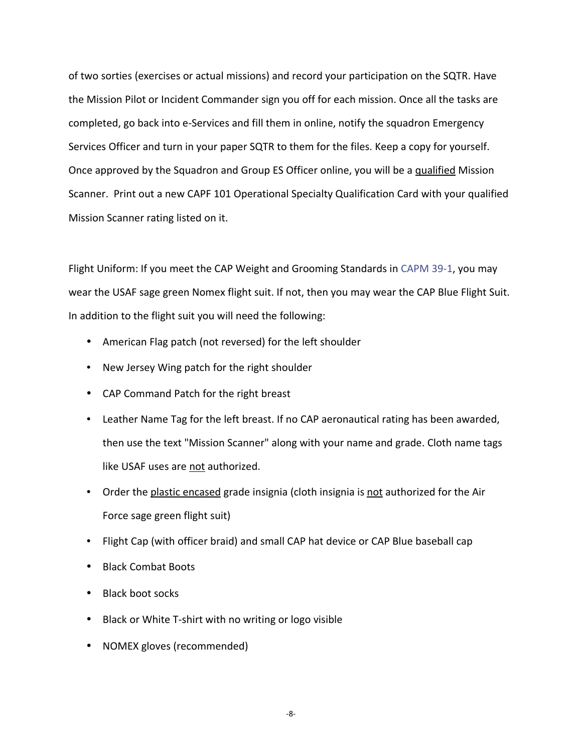of two sorties (exercises or actual missions) and record your participation on the SQTR. Have the Mission Pilot or Incident Commander sign you off for each mission. Once all the tasks are completed, go back into e-Services and fill them in online, notify the squadron Emergency Services Officer and turn in your paper SQTR to them for the files. Keep a copy for yourself. Once approved by the Squadron and Group ES Officer online, you will be a <u>qualified</u> Mission Scanner. Print out a new CAPF 101 Operational Specialty Qualification Card with your qualified Mission Scanner rating listed on it.

Flight Uniform: If you meet the CAP Weight and Grooming Standards in CAPM 39-1, you may wear the USAF sage green Nomex flight suit. If not, then you may wear the CAP Blue Flight Suit. In addition to the flight suit you will need the following:

- American Flag patch (not reversed) for the left shoulder
- New Jersey Wing patch for the right shoulder
- CAP Command Patch for the right breast
- Leather Name Tag for the left breast. If no CAP aeronautical rating has been awarded, then use the text "Mission Scanner" along with your name and grade. Cloth name tags like USAF uses are <u>not</u> authorized.
- Order the <u>plastic encased</u> grade insignia (cloth insignia is <u>not</u> authorized for the Air Force sage green flight suit)
- Flight Cap (with officer braid) and small CAP hat device or CAP Blue baseball cap
- Black Combat Boots
- Black boot socks
- Black or White T-shirt with no writing or logo visible
- NOMEX gloves (recommended)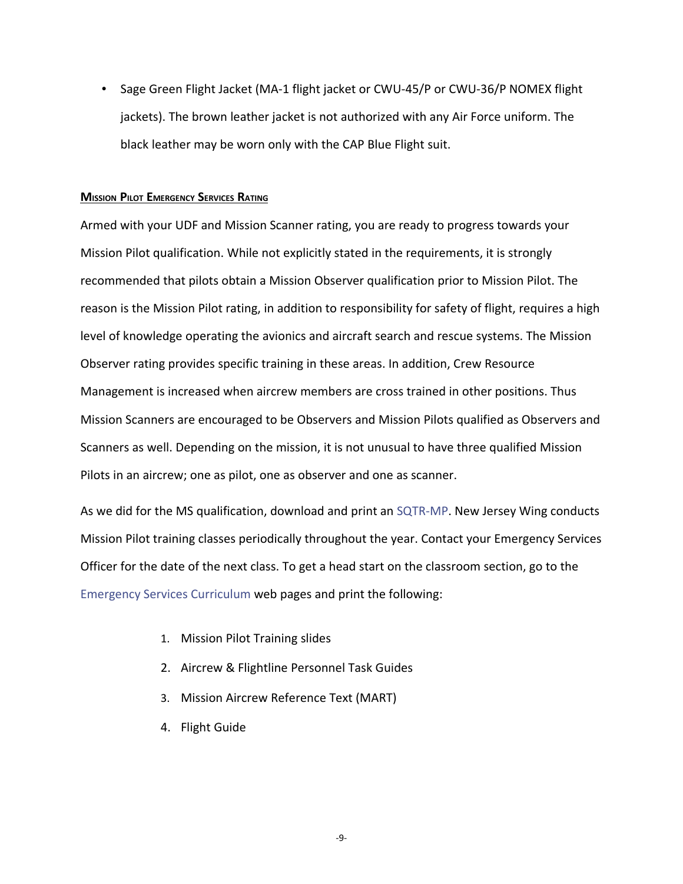- Sage Green Flight Jacket (MA-1 flight jacket or CWU-45/P or CWU-36/P NOMEX flight jackets). The brown leather jacket is not authorized with any Air Force uniform. The black leather may be worn only with the CAP Blue Flight suit.

### Mission Pilot Emergency Services Rating

Armed with your UDF and Mission Scanner rating, you are ready to progress towards your Mission Pilot qualification. While not explicitly stated in the requirements, it is strongly recommended that pilots obtain a Mission Observer qualification prior to Mission Pilot. The reason is the Mission Pilot rating, in addition to responsibility for safety of flight, requires a high level of knowledge operating the avionics and aircraft search and rescue systems. The Mission Observer rating provides specific training in these areas. In addition, Crew Resource Management is increased when aircrew members are cross trained in other positions. Thus Mission Scanners are encouraged to be Observers and Mission Pilots qualified as Observers and Scanners as well. Depending on the mission, it is not unusual to have three qualified Mission Pilots in an aircrew; one as pilot, one as observer and one as scanner.

As we did for the MS qualification, download and print an SQTR-MP. New Jersey Wing conducts Mission Pilot training classes periodically throughout the year. Contact your Emergency Services Officer for the date of the next class. To get a head start on the classroom section, go to the Emergency Services Curriculum web pages and print the following:

1. Mission Pilot Training slides
2. Aircrew & Flightline Personnel Task Guides
3. Mission Aircrew Reference Text (MART)
4. Flight Guide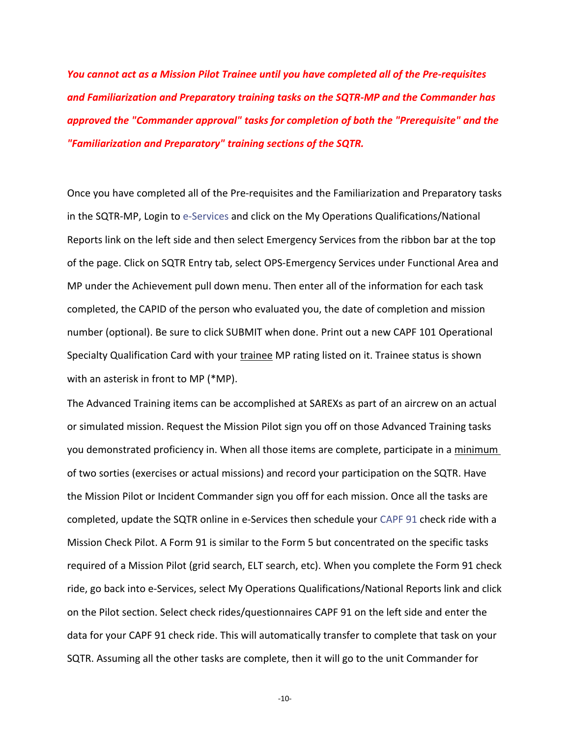***You cannot act as a Mission Pilot Trainee until you have completed all of the Pre-requisites and Familiarization and Preparatory training tasks on the SQTR-MP and the Commander has approved the "Commander approval" tasks for completion of both the "Prerequisite" and the "Familiarization and Preparatory" training sections of the SQTR.***

Once you have completed all of the Pre-requisites and the Familiarization and Preparatory tasks in the SQTR-MP, Login to e-Services and click on the My Operations Qualifications/National Reports link on the left side and then select Emergency Services from the ribbon bar at the top of the page. Click on SQTR Entry tab, select OPS-Emergency Services under Functional Area and MP under the Achievement pull down menu. Then enter all of the information for each task completed, the CAPID of the person who evaluated you, the date of completion and mission number (optional). Be sure to click SUBMIT when done. Print out a new CAPF 101 Operational Specialty Qualification Card with your <u>trainee</u> MP rating listed on it. Trainee status is shown with an asterisk in front to MP (*MP).

The Advanced Training items can be accomplished at SAREXs as part of an aircrew on an actual or simulated mission. Request the Mission Pilot sign you off on those Advanced Training tasks you demonstrated proficiency in. When all those items are complete, participate in a <u>minimum</u> of two sorties (exercises or actual missions) and record your participation on the SQTR. Have the Mission Pilot or Incident Commander sign you off for each mission. Once all the tasks are completed, update the SQTR online in e-Services then schedule your CAPF 91 check ride with a Mission Check Pilot. A Form 91 is similar to the Form 5 but concentrated on the specific tasks required of a Mission Pilot (grid search, ELT search, etc). When you complete the Form 91 check ride, go back into e-Services, select My Operations Qualifications/National Reports link and click on the Pilot section. Select check rides/questionnaires CAPF 91 on the left side and enter the data for your CAPF 91 check ride. This will automatically transfer to complete that task on your SQTR. Assuming all the other tasks are complete, then it will go to the unit Commander for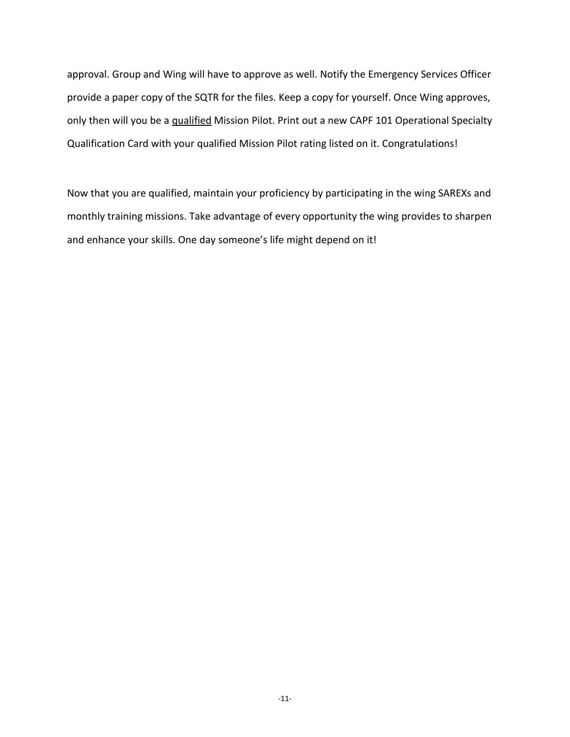approval. Group and Wing will have to approve as well. Notify the Emergency Services Officer provide a paper copy of the SQTR for the files. Keep a copy for yourself. Once Wing approves, only then will you be a <u>qualified</u> Mission Pilot. Print out a new CAPF 101 Operational Specialty Qualification Card with your qualified Mission Pilot rating listed on it. Congratulations!

Now that you are qualified, maintain your proficiency by participating in the wing SAREXs and monthly training missions. Take advantage of every opportunity the wing provides to sharpen and enhance your skills. One day someone's life might depend on it!